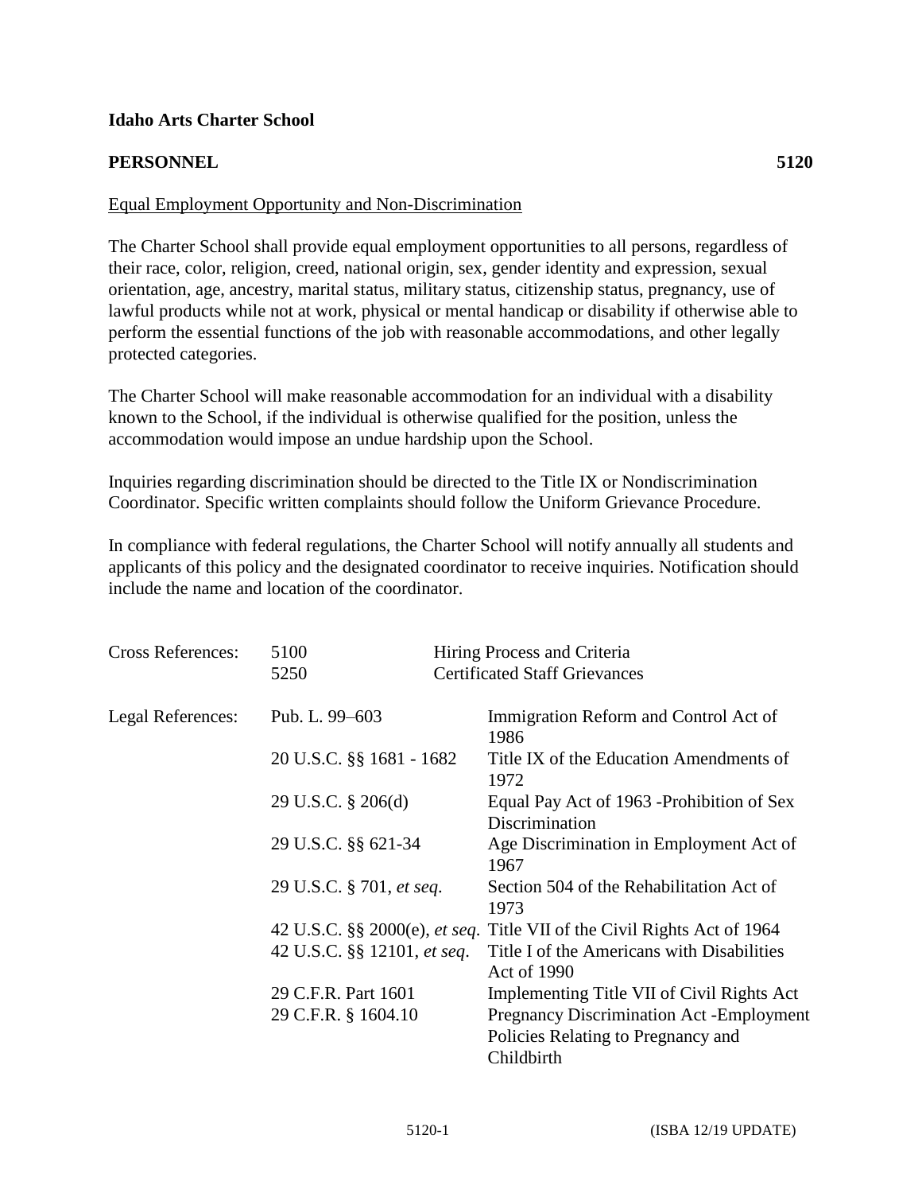**Idaho Arts Charter School**

**PERSONNEL** **5120**

<u>Equal Employment Opportunity and Non-Discrimination</u>

The Charter School shall provide equal employment opportunities to all persons, regardless of their race, color, religion, creed, national origin, sex, gender identity and expression, sexual orientation, age, ancestry, marital status, military status, citizenship status, pregnancy, use of lawful products while not at work, physical or mental handicap or disability if otherwise able to perform the essential functions of the job with reasonable accommodations, and other legally protected categories.

The Charter School will make reasonable accommodation for an individual with a disability known to the School, if the individual is otherwise qualified for the position, unless the accommodation would impose an undue hardship upon the School.

Inquiries regarding discrimination should be directed to the Title IX or Nondiscrimination Coordinator. Specific written complaints should follow the Uniform Grievance Procedure.

In compliance with federal regulations, the Charter School will notify annually all students and applicants of this policy and the designated coordinator to receive inquiries. Notification should include the name and location of the coordinator.

| Cross References: | 5100 | Hiring Process and Criteria |
|---|---|---|
| | 5250 | Certificated Staff Grievances |

| Legal References: | | |
|---|---|---|
| | Pub. L. 99–603 | Immigration Reform and Control Act of 1986 |
| | 20 U.S.C. §§ 1681 - 1682 | Title IX of the Education Amendments of 1972 |
| | 29 U.S.C. § 206(d) | Equal Pay Act of 1963 -Prohibition of Sex Discrimination |
| | 29 U.S.C. §§ 621-34 | Age Discrimination in Employment Act of 1967 |
| | 29 U.S.C. § 701, *et seq*. | Section 504 of the Rehabilitation Act of 1973 |
| | 42 U.S.C. §§ 2000(e), *et seq*. | Title VII of the Civil Rights Act of 1964 |
| | 42 U.S.C. §§ 12101, *et seq*. | Title I of the Americans with Disabilities Act of 1990 |
| | 29 C.F.R. Part 1601 | Implementing Title VII of Civil Rights Act |
| | 29 C.F.R. § 1604.10 | Pregnancy Discrimination Act -Employment Policies Relating to Pregnancy and Childbirth |

(ISBA 12/19 UPDATE)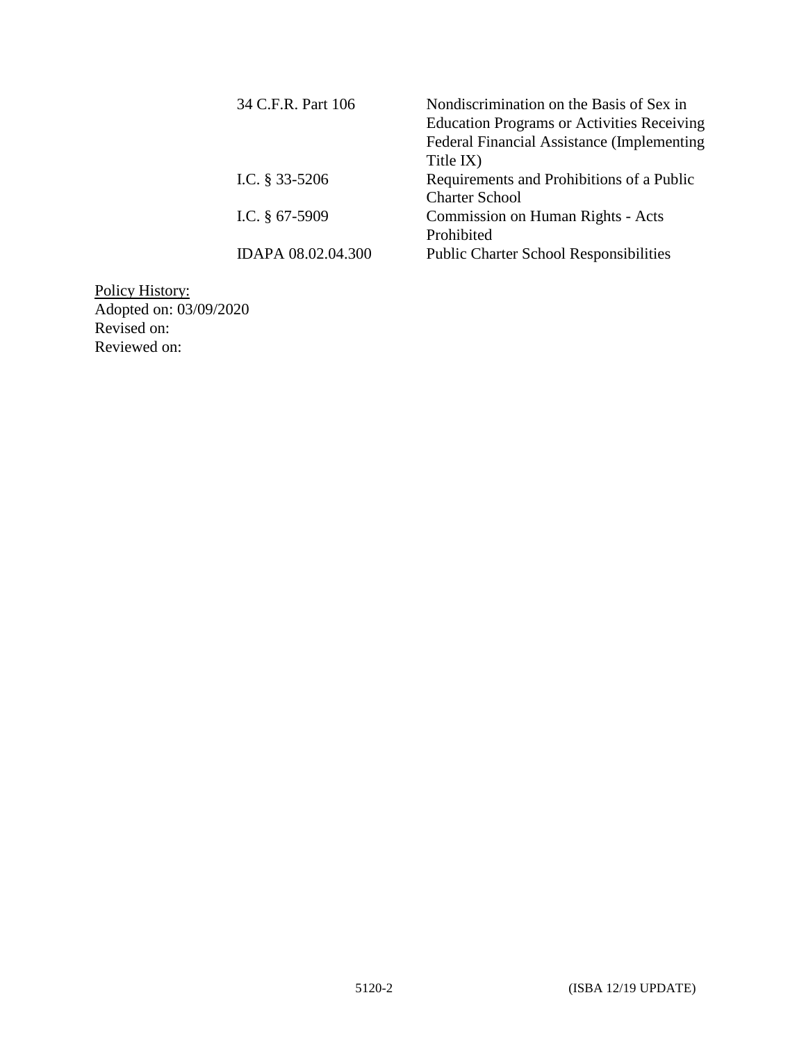| | |
|---|---|
| 34 C.F.R. Part 106 | Nondiscrimination on the Basis of Sex in Education Programs or Activities Receiving Federal Financial Assistance (Implementing Title IX) |
| I.C. § 33-5206 | Requirements and Prohibitions of a Public Charter School |
| I.C. § 67-5909 | Commission on Human Rights - Acts Prohibited |
| IDAPA 08.02.04.300 | Public Charter School Responsibilities |

Policy History:
Adopted on: 03/09/2020
Revised on:
Reviewed on: